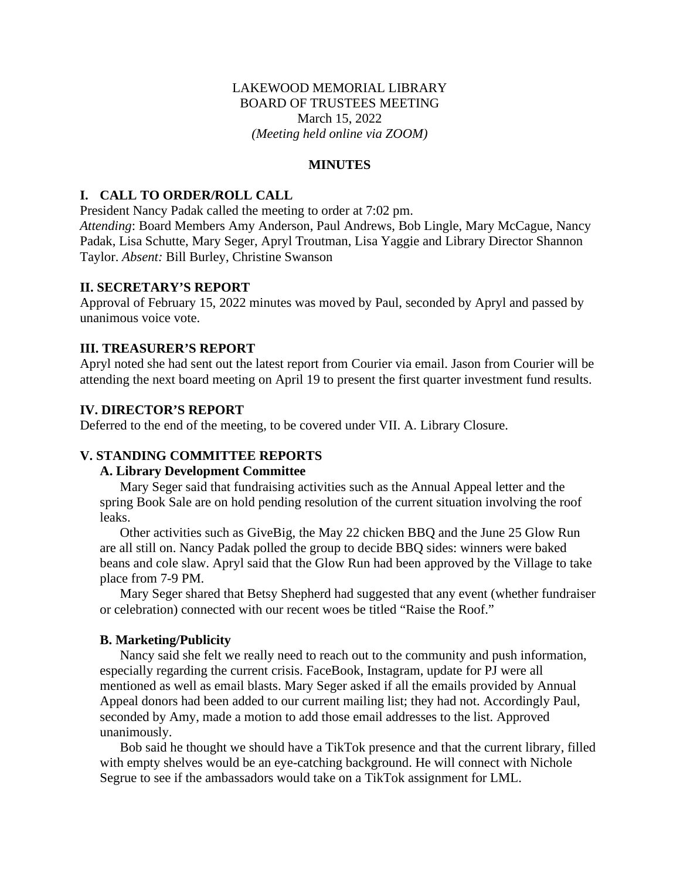LAKEWOOD MEMORIAL LIBRARY
BOARD OF TRUSTEES MEETING
March 15, 2022
*(Meeting held online via ZOOM)*

**MINUTES**

## I. CALL TO ORDER/ROLL CALL

President Nancy Padak called the meeting to order at 7:02 pm.
*Attending*: Board Members Amy Anderson, Paul Andrews, Bob Lingle, Mary McCague, Nancy Padak, Lisa Schutte, Mary Seger, Apryl Troutman, Lisa Yaggie and Library Director Shannon Taylor. *Absent:* Bill Burley, Christine Swanson

## II. SECRETARY'S REPORT

Approval of February 15, 2022 minutes was moved by Paul, seconded by Apryl and passed by unanimous voice vote.

## III. TREASURER'S REPORT

Apryl noted she had sent out the latest report from Courier via email. Jason from Courier will be attending the next board meeting on April 19 to present the first quarter investment fund results.

## IV. DIRECTOR'S REPORT

Deferred to the end of the meeting, to be covered under VII. A. Library Closure.

## V. STANDING COMMITTEE REPORTS

### A. Library Development Committee

Mary Seger said that fundraising activities such as the Annual Appeal letter and the spring Book Sale are on hold pending resolution of the current situation involving the roof leaks.

Other activities such as GiveBig, the May 22 chicken BBQ and the June 25 Glow Run are all still on. Nancy Padak polled the group to decide BBQ sides: winners were baked beans and cole slaw. Apryl said that the Glow Run had been approved by the Village to take place from 7-9 PM.

Mary Seger shared that Betsy Shepherd had suggested that any event (whether fundraiser or celebration) connected with our recent woes be titled "Raise the Roof."

### B. Marketing/Publicity

Nancy said she felt we really need to reach out to the community and push information, especially regarding the current crisis. FaceBook, Instagram, update for PJ were all mentioned as well as email blasts. Mary Seger asked if all the emails provided by Annual Appeal donors had been added to our current mailing list; they had not. Accordingly Paul, seconded by Amy, made a motion to add those email addresses to the list. Approved unanimously.

Bob said he thought we should have a TikTok presence and that the current library, filled with empty shelves would be an eye-catching background. He will connect with Nichole Segrue to see if the ambassadors would take on a TikTok assignment for LML.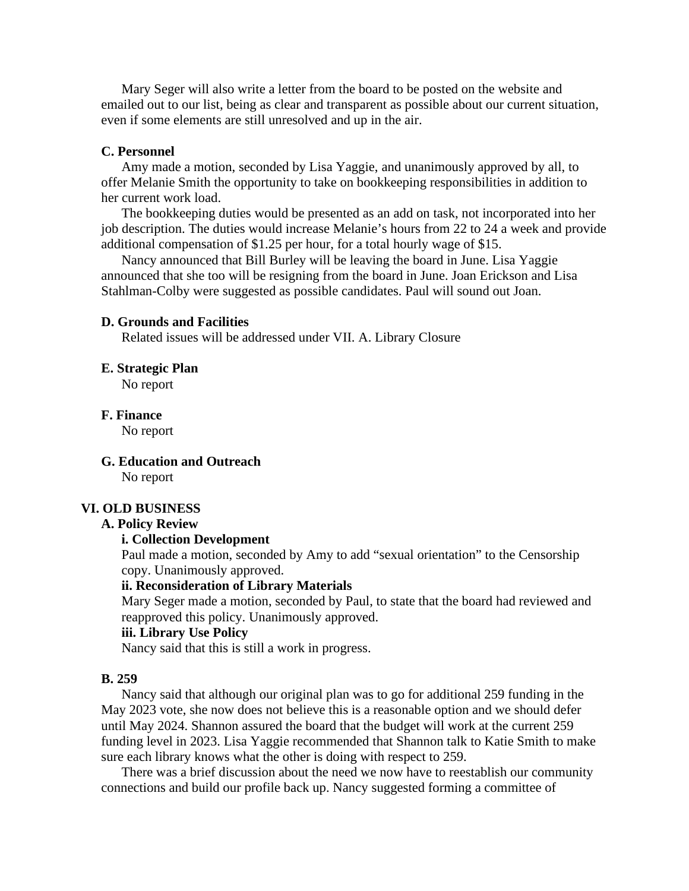Mary Seger will also write a letter from the board to be posted on the website and emailed out to our list, being as clear and transparent as possible about our current situation, even if some elements are still unresolved and up in the air.

**C. Personnel**

Amy made a motion, seconded by Lisa Yaggie, and unanimously approved by all, to offer Melanie Smith the opportunity to take on bookkeeping responsibilities in addition to her current work load.

The bookkeeping duties would be presented as an add on task, not incorporated into her job description. The duties would increase Melanie's hours from 22 to 24 a week and provide additional compensation of $1.25 per hour, for a total hourly wage of $15.

Nancy announced that Bill Burley will be leaving the board in June. Lisa Yaggie announced that she too will be resigning from the board in June. Joan Erickson and Lisa Stahlman-Colby were suggested as possible candidates. Paul will sound out Joan.

**D. Grounds and Facilities**

Related issues will be addressed under VII. A. Library Closure

**E. Strategic Plan**

No report

**F. Finance**

No report

**G. Education and Outreach**

No report

**VI. OLD BUSINESS**

**A. Policy Review**

**i. Collection Development**

Paul made a motion, seconded by Amy to add "sexual orientation" to the Censorship copy. Unanimously approved.

**ii. Reconsideration of Library Materials**

Mary Seger made a motion, seconded by Paul, to state that the board had reviewed and reapproved this policy. Unanimously approved.

**iii. Library Use Policy**

Nancy said that this is still a work in progress.

**B. 259**

Nancy said that although our original plan was to go for additional 259 funding in the May 2023 vote, she now does not believe this is a reasonable option and we should defer until May 2024. Shannon assured the board that the budget will work at the current 259 funding level in 2023. Lisa Yaggie recommended that Shannon talk to Katie Smith to make sure each library knows what the other is doing with respect to 259.

There was a brief discussion about the need we now have to reestablish our community connections and build our profile back up. Nancy suggested forming a committee of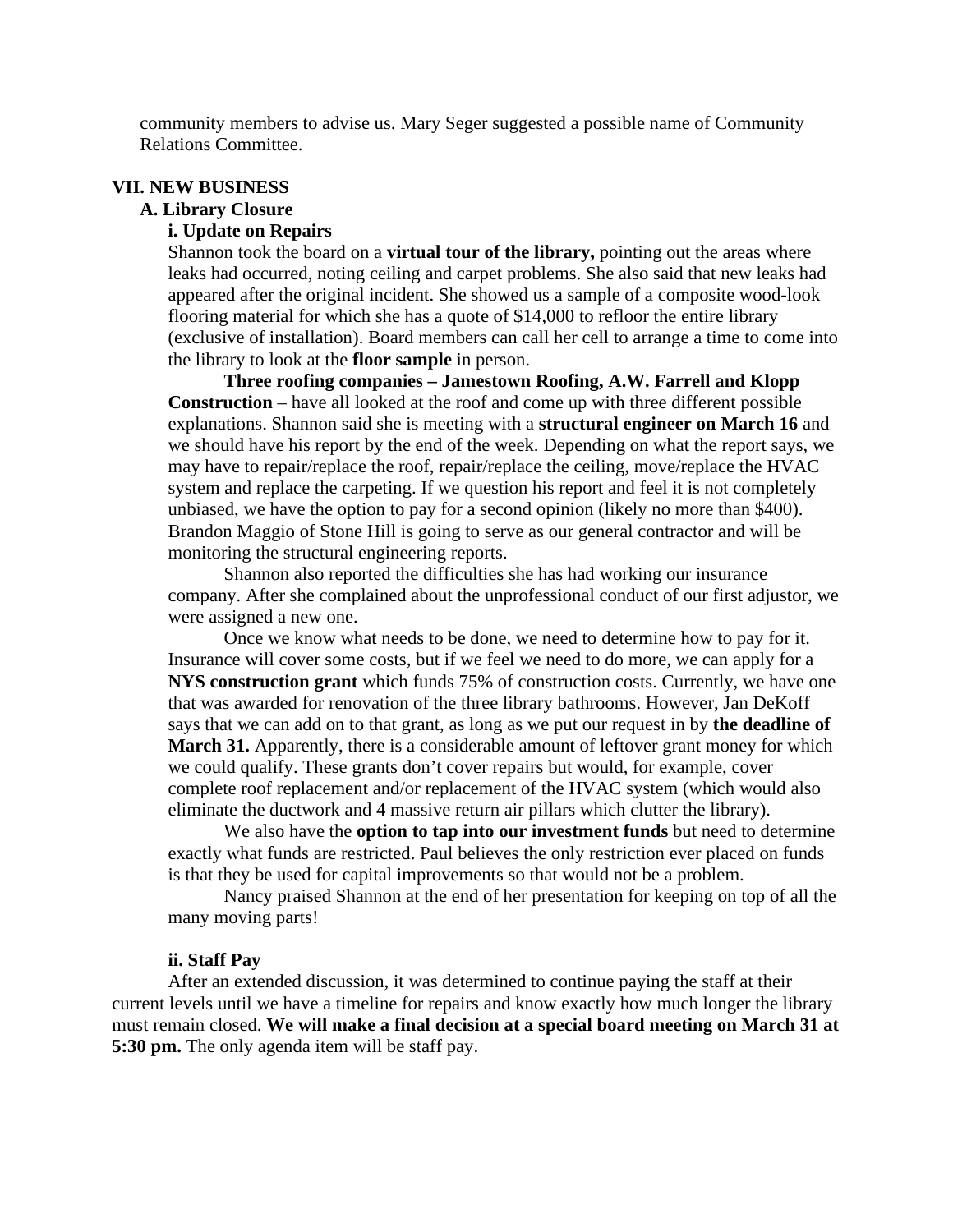community members to advise us. Mary Seger suggested a possible name of Community Relations Committee.

## VII. NEW BUSINESS

### A. Library Closure

#### i. Update on Repairs

Shannon took the board on a **virtual tour of the library,** pointing out the areas where leaks had occurred, noting ceiling and carpet problems. She also said that new leaks had appeared after the original incident. She showed us a sample of a composite wood-look flooring material for which she has a quote of $14,000 to refloor the entire library (exclusive of installation). Board members can call her cell to arrange a time to come into the library to look at the **floor sample** in person.

**Three roofing companies – Jamestown Roofing, A.W. Farrell and Klopp Construction** – have all looked at the roof and come up with three different possible explanations. Shannon said she is meeting with a **structural engineer on March 16** and we should have his report by the end of the week. Depending on what the report says, we may have to repair/replace the roof, repair/replace the ceiling, move/replace the HVAC system and replace the carpeting. If we question his report and feel it is not completely unbiased, we have the option to pay for a second opinion (likely no more than $400). Brandon Maggio of Stone Hill is going to serve as our general contractor and will be monitoring the structural engineering reports.

Shannon also reported the difficulties she has had working our insurance company. After she complained about the unprofessional conduct of our first adjustor, we were assigned a new one.

Once we know what needs to be done, we need to determine how to pay for it. Insurance will cover some costs, but if we feel we need to do more, we can apply for a **NYS construction grant** which funds 75% of construction costs. Currently, we have one that was awarded for renovation of the three library bathrooms. However, Jan DeKoff says that we can add on to that grant, as long as we put our request in by **the deadline of March 31.** Apparently, there is a considerable amount of leftover grant money for which we could qualify. These grants don't cover repairs but would, for example, cover complete roof replacement and/or replacement of the HVAC system (which would also eliminate the ductwork and 4 massive return air pillars which clutter the library).

We also have the **option to tap into our investment funds** but need to determine exactly what funds are restricted. Paul believes the only restriction ever placed on funds is that they be used for capital improvements so that would not be a problem.

Nancy praised Shannon at the end of her presentation for keeping on top of all the many moving parts!

#### ii. Staff Pay

After an extended discussion, it was determined to continue paying the staff at their current levels until we have a timeline for repairs and know exactly how much longer the library must remain closed. **We will make a final decision at a special board meeting on March 31 at 5:30 pm.** The only agenda item will be staff pay.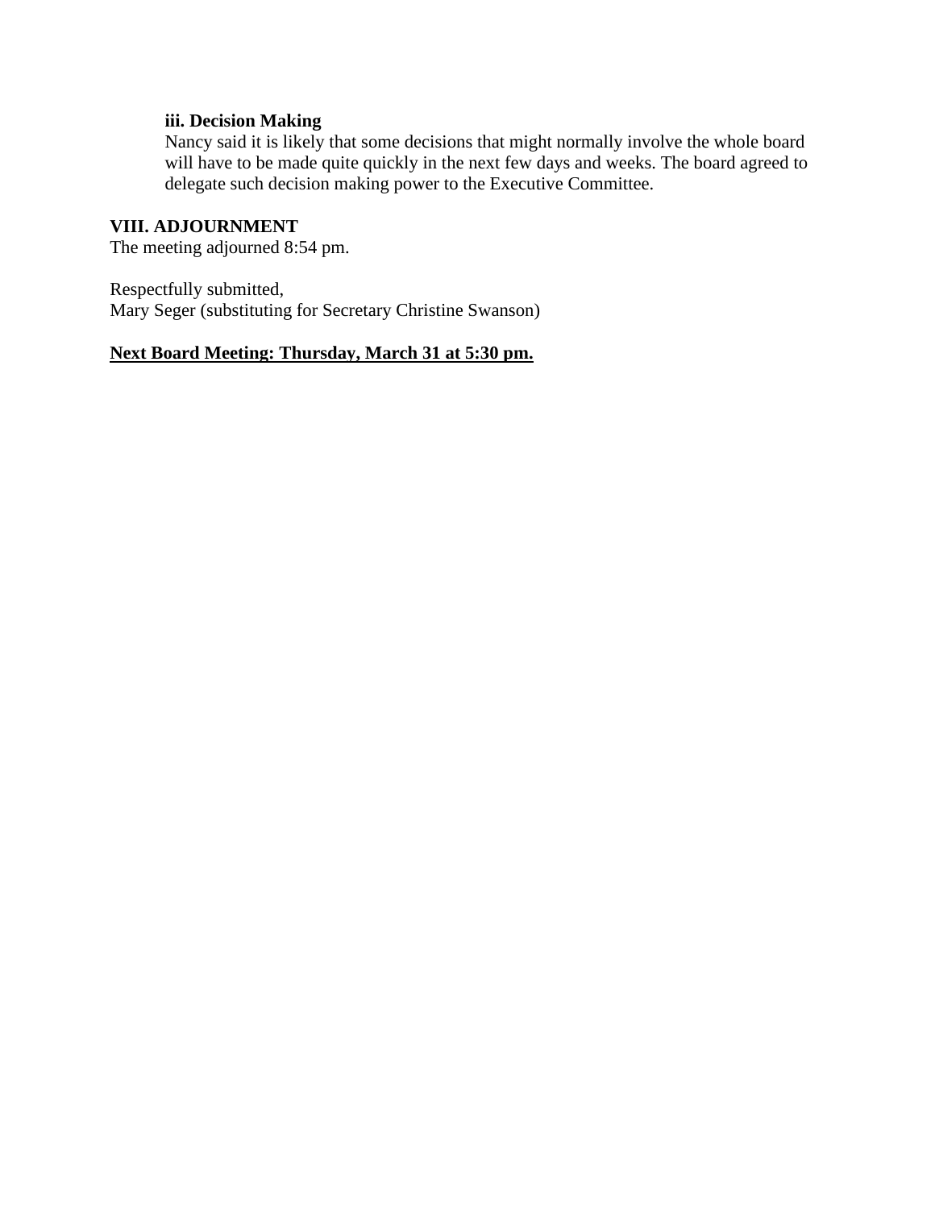**iii. Decision Making**

Nancy said it is likely that some decisions that might normally involve the whole board will have to be made quite quickly in the next few days and weeks. The board agreed to delegate such decision making power to the Executive Committee.

**VIII. ADJOURNMENT**

The meeting adjourned 8:54 pm.

Respectfully submitted,
Mary Seger (substituting for Secretary Christine Swanson)

<u>**Next Board Meeting: Thursday, March 31 at 5:30 pm.**</u>